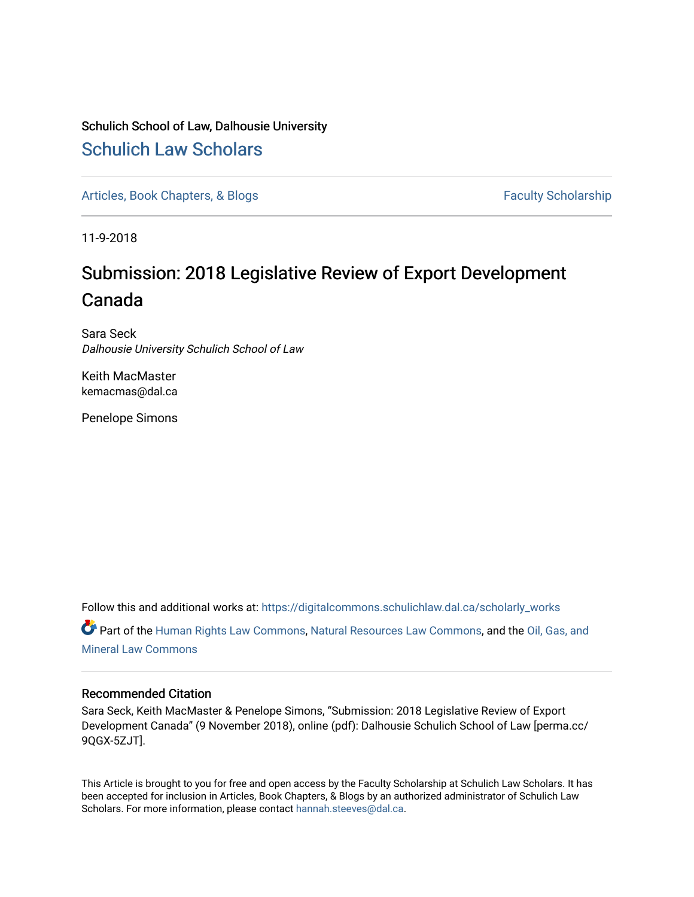Schulich School of Law, Dalhousie University

# Schulich Law Scholars

Articles, Book Chapters, & Blogs

Faculty Scholarship

11-9-2018

## Submission: 2018 Legislative Review of Export Development Canada

Sara Seck
*Dalhousie University Schulich School of Law*

Keith MacMaster
kemacmas@dal.ca

Penelope Simons

Follow this and additional works at: https://digitalcommons.schulichlaw.dal.ca/scholarly_works

Part of the Human Rights Law Commons, Natural Resources Law Commons, and the Oil, Gas, and Mineral Law Commons

### Recommended Citation

Sara Seck, Keith MacMaster & Penelope Simons, "Submission: 2018 Legislative Review of Export Development Canada" (9 November 2018), online (pdf): Dalhousie Schulich School of Law [perma.cc/9QGX-5ZJT].

This Article is brought to you for free and open access by the Faculty Scholarship at Schulich Law Scholars. It has been accepted for inclusion in Articles, Book Chapters, & Blogs by an authorized administrator of Schulich Law Scholars. For more information, please contact hannah.steeves@dal.ca.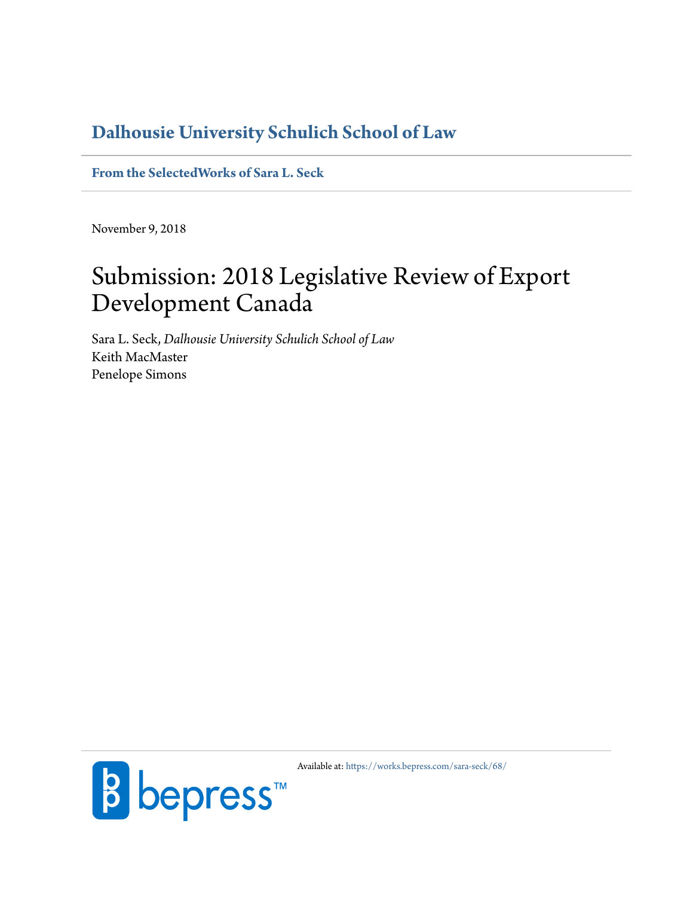# Dalhousie University Schulich School of Law

**From the SelectedWorks of Sara L. Seck**

November 9, 2018

# Submission: 2018 Legislative Review of Export Development Canada

Sara L. Seck, *Dalhousie University Schulich School of Law*
Keith MacMaster
Penelope Simons

Available at: https://works.bepress.com/sara-seck/68/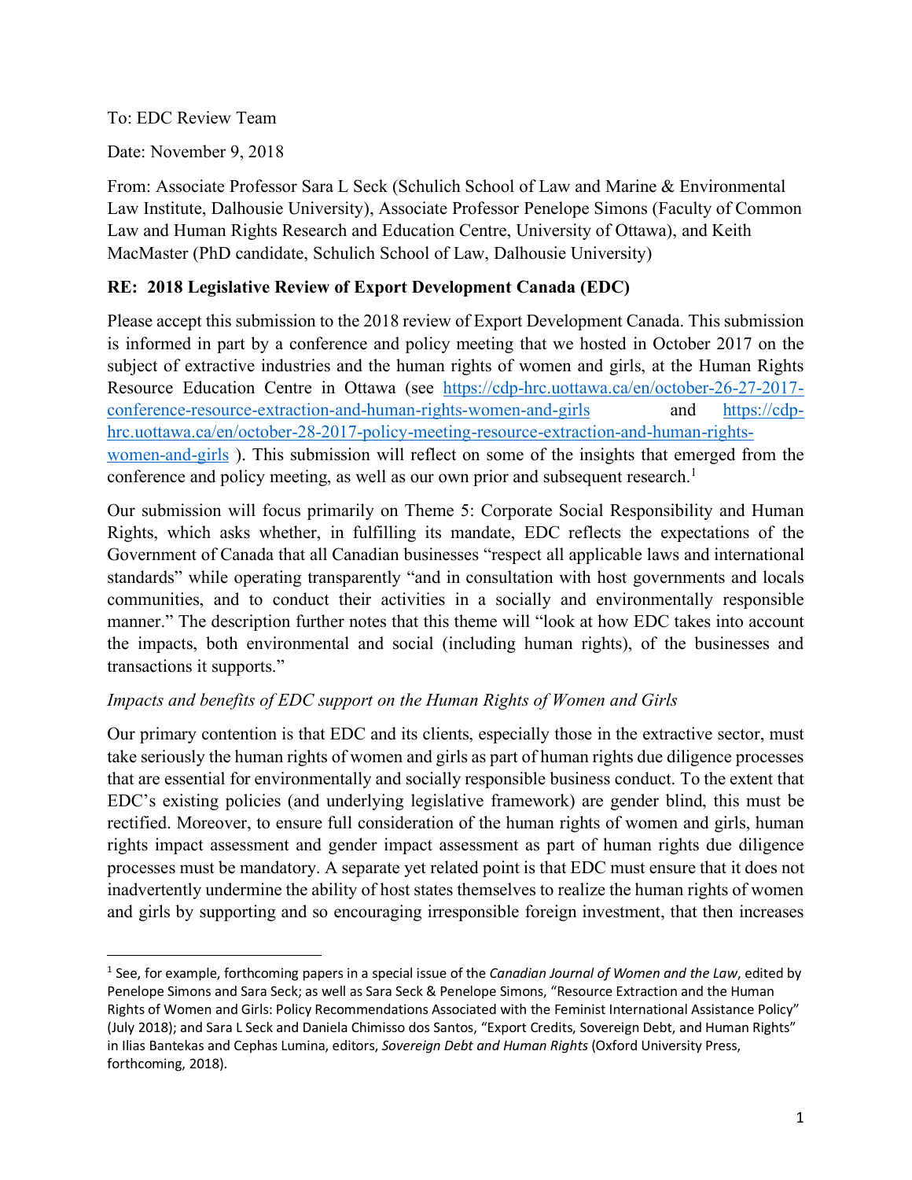To: EDC Review Team

Date: November 9, 2018

From: Associate Professor Sara L Seck (Schulich School of Law and Marine & Environmental Law Institute, Dalhousie University), Associate Professor Penelope Simons (Faculty of Common Law and Human Rights Research and Education Centre, University of Ottawa), and Keith MacMaster (PhD candidate, Schulich School of Law, Dalhousie University)

**RE: 2018 Legislative Review of Export Development Canada (EDC)**

Please accept this submission to the 2018 review of Export Development Canada. This submission is informed in part by a conference and policy meeting that we hosted in October 2017 on the subject of extractive industries and the human rights of women and girls, at the Human Rights Resource Education Centre in Ottawa (see [https://cdp-hrc.uottawa.ca/en/october-26-27-2017-conference-resource-extraction-and-human-rights-women-and-girls](https://cdp-hrc.uottawa.ca/en/october-26-27-2017-conference-resource-extraction-and-human-rights-women-and-girls) and [https://cdp-hrc.uottawa.ca/en/october-28-2017-policy-meeting-resource-extraction-and-human-rights-women-and-girls](https://cdp-hrc.uottawa.ca/en/october-28-2017-policy-meeting-resource-extraction-and-human-rights-women-and-girls) ). This submission will reflect on some of the insights that emerged from the conference and policy meeting, as well as our own prior and subsequent research.[1]

Our submission will focus primarily on Theme 5: Corporate Social Responsibility and Human Rights, which asks whether, in fulfilling its mandate, EDC reflects the expectations of the Government of Canada that all Canadian businesses "respect all applicable laws and international standards" while operating transparently "and in consultation with host governments and locals communities, and to conduct their activities in a socially and environmentally responsible manner." The description further notes that this theme will "look at how EDC takes into account the impacts, both environmental and social (including human rights), of the businesses and transactions it supports."

*Impacts and benefits of EDC support on the Human Rights of Women and Girls*

Our primary contention is that EDC and its clients, especially those in the extractive sector, must take seriously the human rights of women and girls as part of human rights due diligence processes that are essential for environmentally and socially responsible business conduct. To the extent that EDC's existing policies (and underlying legislative framework) are gender blind, this must be rectified. Moreover, to ensure full consideration of the human rights of women and girls, human rights impact assessment and gender impact assessment as part of human rights due diligence processes must be mandatory. A separate yet related point is that EDC must ensure that it does not inadvertently undermine the ability of host states themselves to realize the human rights of women and girls by supporting and so encouraging irresponsible foreign investment, that then increases

[1] See, for example, forthcoming papers in a special issue of the *Canadian Journal of Women and the Law*, edited by Penelope Simons and Sara Seck; as well as Sara Seck & Penelope Simons, "Resource Extraction and the Human Rights of Women and Girls: Policy Recommendations Associated with the Feminist International Assistance Policy" (July 2018); and Sara L Seck and Daniela Chimisso dos Santos, "Export Credits, Sovereign Debt, and Human Rights" in Ilias Bantekas and Cephas Lumina, editors, *Sovereign Debt and Human Rights* (Oxford University Press, forthcoming, 2018).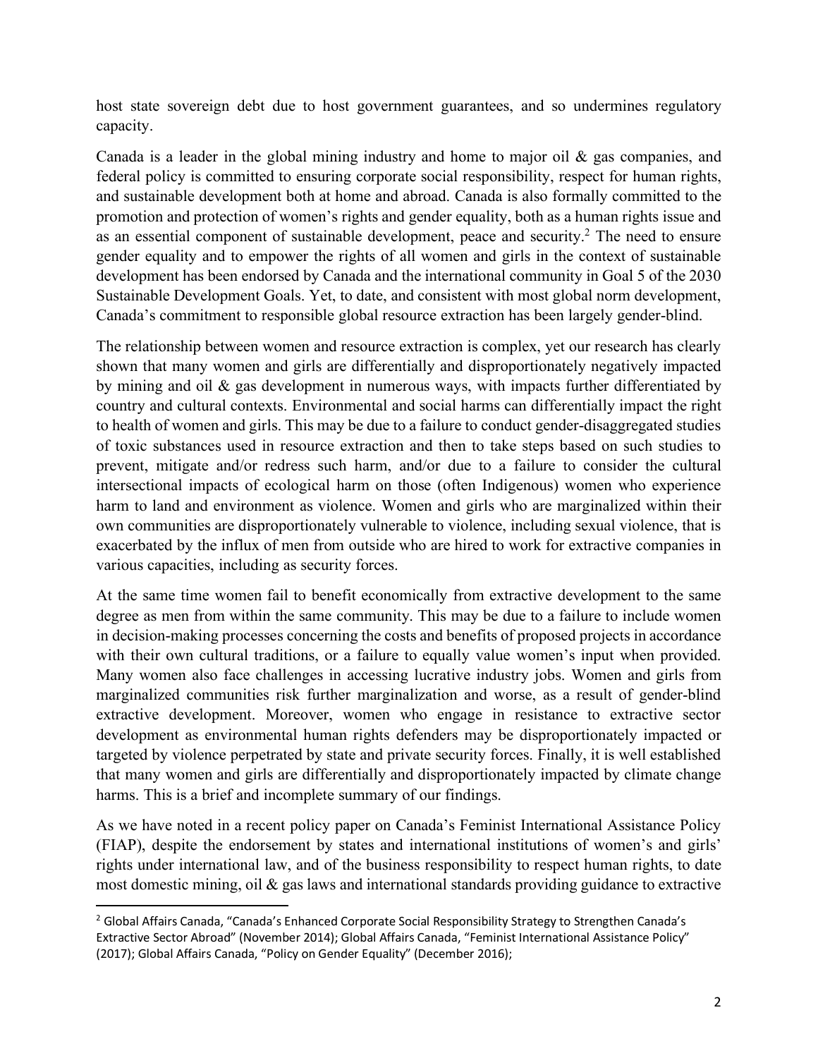host state sovereign debt due to host government guarantees, and so undermines regulatory capacity.

Canada is a leader in the global mining industry and home to major oil & gas companies, and federal policy is committed to ensuring corporate social responsibility, respect for human rights, and sustainable development both at home and abroad. Canada is also formally committed to the promotion and protection of women's rights and gender equality, both as a human rights issue and as an essential component of sustainable development, peace and security.[2] The need to ensure gender equality and to empower the rights of all women and girls in the context of sustainable development has been endorsed by Canada and the international community in Goal 5 of the 2030 Sustainable Development Goals. Yet, to date, and consistent with most global norm development, Canada's commitment to responsible global resource extraction has been largely gender-blind.

The relationship between women and resource extraction is complex, yet our research has clearly shown that many women and girls are differentially and disproportionately negatively impacted by mining and oil & gas development in numerous ways, with impacts further differentiated by country and cultural contexts. Environmental and social harms can differentially impact the right to health of women and girls. This may be due to a failure to conduct gender-disaggregated studies of toxic substances used in resource extraction and then to take steps based on such studies to prevent, mitigate and/or redress such harm, and/or due to a failure to consider the cultural intersectional impacts of ecological harm on those (often Indigenous) women who experience harm to land and environment as violence. Women and girls who are marginalized within their own communities are disproportionately vulnerable to violence, including sexual violence, that is exacerbated by the influx of men from outside who are hired to work for extractive companies in various capacities, including as security forces.

At the same time women fail to benefit economically from extractive development to the same degree as men from within the same community. This may be due to a failure to include women in decision-making processes concerning the costs and benefits of proposed projects in accordance with their own cultural traditions, or a failure to equally value women's input when provided. Many women also face challenges in accessing lucrative industry jobs. Women and girls from marginalized communities risk further marginalization and worse, as a result of gender-blind extractive development. Moreover, women who engage in resistance to extractive sector development as environmental human rights defenders may be disproportionately impacted or targeted by violence perpetrated by state and private security forces. Finally, it is well established that many women and girls are differentially and disproportionately impacted by climate change harms. This is a brief and incomplete summary of our findings.

As we have noted in a recent policy paper on Canada's Feminist International Assistance Policy (FIAP), despite the endorsement by states and international institutions of women's and girls' rights under international law, and of the business responsibility to respect human rights, to date most domestic mining, oil & gas laws and international standards providing guidance to extractive

---

[2] Global Affairs Canada, "Canada's Enhanced Corporate Social Responsibility Strategy to Strengthen Canada's Extractive Sector Abroad" (November 2014); Global Affairs Canada, "Feminist International Assistance Policy" (2017); Global Affairs Canada, "Policy on Gender Equality" (December 2016);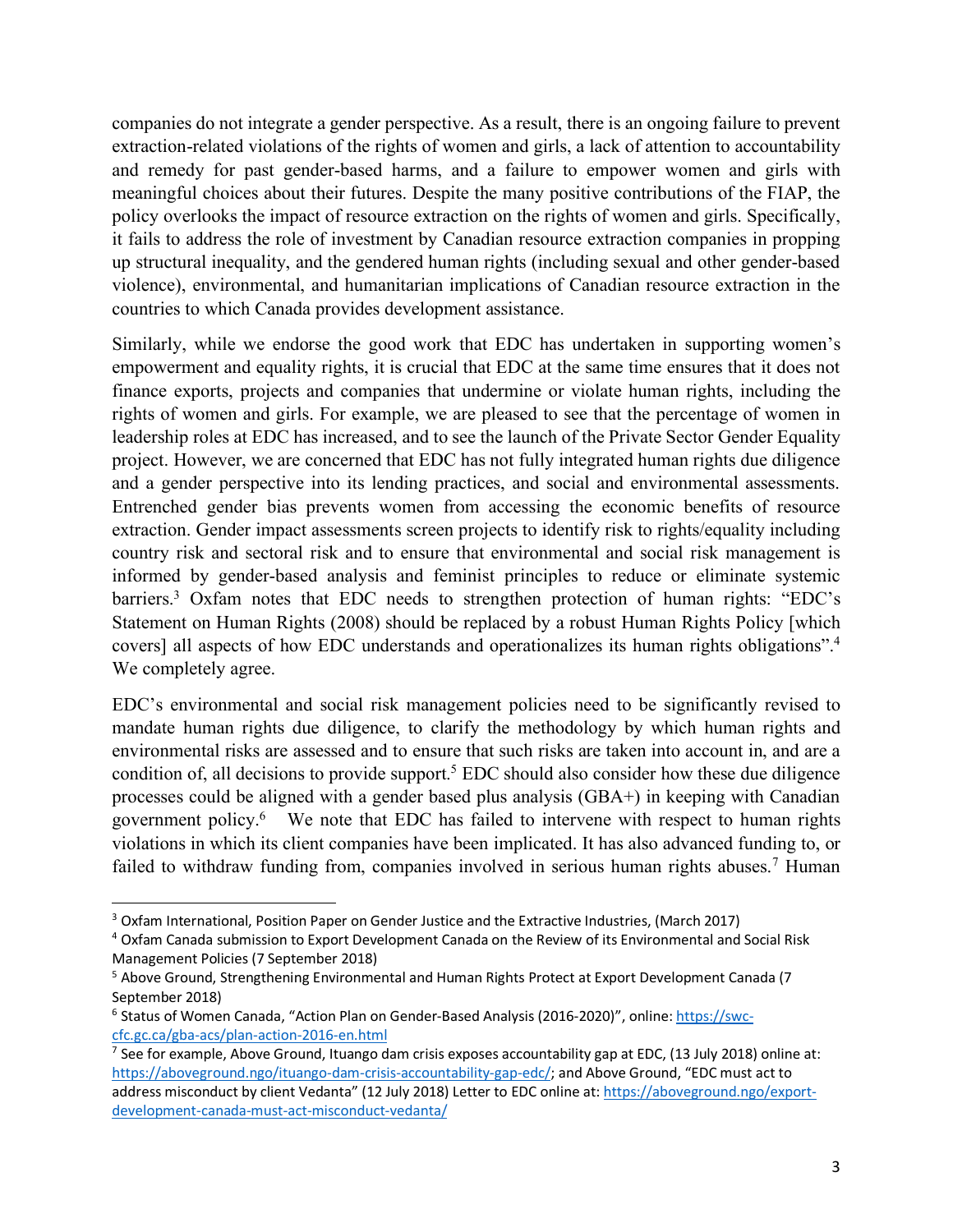companies do not integrate a gender perspective. As a result, there is an ongoing failure to prevent extraction-related violations of the rights of women and girls, a lack of attention to accountability and remedy for past gender-based harms, and a failure to empower women and girls with meaningful choices about their futures. Despite the many positive contributions of the FIAP, the policy overlooks the impact of resource extraction on the rights of women and girls. Specifically, it fails to address the role of investment by Canadian resource extraction companies in propping up structural inequality, and the gendered human rights (including sexual and other gender-based violence), environmental, and humanitarian implications of Canadian resource extraction in the countries to which Canada provides development assistance.

Similarly, while we endorse the good work that EDC has undertaken in supporting women's empowerment and equality rights, it is crucial that EDC at the same time ensures that it does not finance exports, projects and companies that undermine or violate human rights, including the rights of women and girls. For example, we are pleased to see that the percentage of women in leadership roles at EDC has increased, and to see the launch of the Private Sector Gender Equality project. However, we are concerned that EDC has not fully integrated human rights due diligence and a gender perspective into its lending practices, and social and environmental assessments. Entrenched gender bias prevents women from accessing the economic benefits of resource extraction. Gender impact assessments screen projects to identify risk to rights/equality including country risk and sectoral risk and to ensure that environmental and social risk management is informed by gender-based analysis and feminist principles to reduce or eliminate systemic barriers.[3] Oxfam notes that EDC needs to strengthen protection of human rights: "EDC's Statement on Human Rights (2008) should be replaced by a robust Human Rights Policy [which covers] all aspects of how EDC understands and operationalizes its human rights obligations".[4] We completely agree.

EDC's environmental and social risk management policies need to be significantly revised to mandate human rights due diligence, to clarify the methodology by which human rights and environmental risks are assessed and to ensure that such risks are taken into account in, and are a condition of, all decisions to provide support.[5] EDC should also consider how these due diligence processes could be aligned with a gender based plus analysis (GBA+) in keeping with Canadian government policy.[6] We note that EDC has failed to intervene with respect to human rights violations in which its client companies have been implicated. It has also advanced funding to, or failed to withdraw funding from, companies involved in serious human rights abuses.[7] Human

---

[3] Oxfam International, Position Paper on Gender Justice and the Extractive Industries, (March 2017)

[4] Oxfam Canada submission to Export Development Canada on the Review of its Environmental and Social Risk Management Policies (7 September 2018)

[5] Above Ground, Strengthening Environmental and Human Rights Protect at Export Development Canada (7 September 2018)

[6] Status of Women Canada, "Action Plan on Gender-Based Analysis (2016-2020)", online: https://swc-cfc.gc.ca/gba-acs/plan-action-2016-en.html

[7] See for example, Above Ground, Ituango dam crisis exposes accountability gap at EDC, (13 July 2018) online at: https://aboveground.ngo/ituango-dam-crisis-accountability-gap-edc/; and Above Ground, "EDC must act to address misconduct by client Vedanta" (12 July 2018) Letter to EDC online at: https://aboveground.ngo/export-development-canada-must-act-misconduct-vedanta/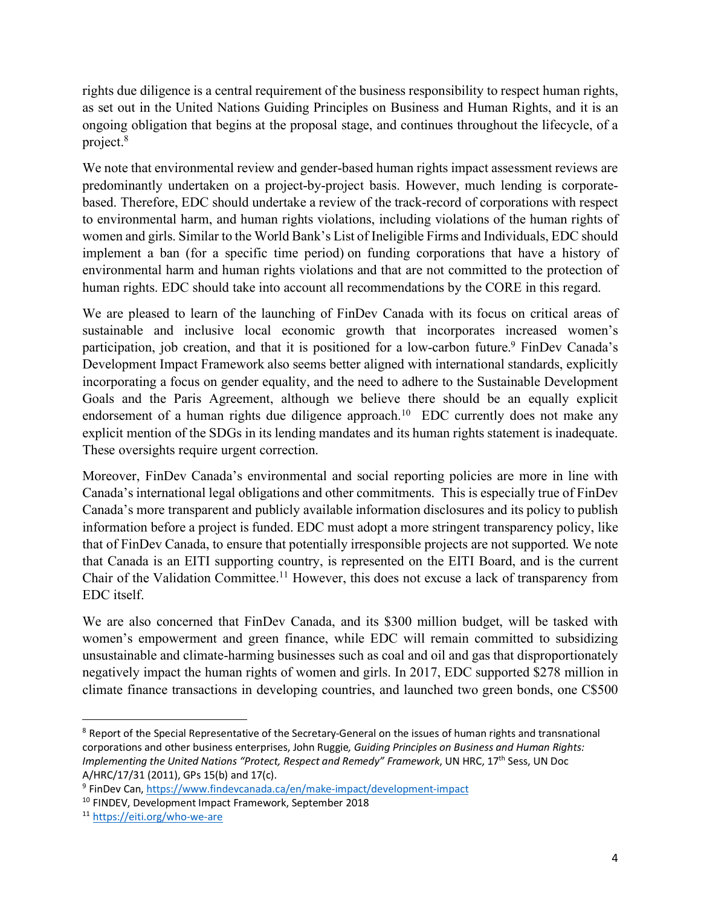rights due diligence is a central requirement of the business responsibility to respect human rights, as set out in the United Nations Guiding Principles on Business and Human Rights, and it is an ongoing obligation that begins at the proposal stage, and continues throughout the lifecycle, of a project.[8]

We note that environmental review and gender-based human rights impact assessment reviews are predominantly undertaken on a project-by-project basis. However, much lending is corporate-based. Therefore, EDC should undertake a review of the track-record of corporations with respect to environmental harm, and human rights violations, including violations of the human rights of women and girls. Similar to the World Bank's List of Ineligible Firms and Individuals, EDC should implement a ban (for a specific time period) on funding corporations that have a history of environmental harm and human rights violations and that are not committed to the protection of human rights. EDC should take into account all recommendations by the CORE in this regard.

We are pleased to learn of the launching of FinDev Canada with its focus on critical areas of sustainable and inclusive local economic growth that incorporates increased women's participation, job creation, and that it is positioned for a low-carbon future.[9] FinDev Canada's Development Impact Framework also seems better aligned with international standards, explicitly incorporating a focus on gender equality, and the need to adhere to the Sustainable Development Goals and the Paris Agreement, although we believe there should be an equally explicit endorsement of a human rights due diligence approach.[10] EDC currently does not make any explicit mention of the SDGs in its lending mandates and its human rights statement is inadequate. These oversights require urgent correction.

Moreover, FinDev Canada's environmental and social reporting policies are more in line with Canada's international legal obligations and other commitments. This is especially true of FinDev Canada's more transparent and publicly available information disclosures and its policy to publish information before a project is funded. EDC must adopt a more stringent transparency policy, like that of FinDev Canada, to ensure that potentially irresponsible projects are not supported. We note that Canada is an EITI supporting country, is represented on the EITI Board, and is the current Chair of the Validation Committee.[11] However, this does not excuse a lack of transparency from EDC itself.

We are also concerned that FinDev Canada, and its $300 million budget, will be tasked with women's empowerment and green finance, while EDC will remain committed to subsidizing unsustainable and climate-harming businesses such as coal and oil and gas that disproportionately negatively impact the human rights of women and girls. In 2017, EDC supported $278 million in climate finance transactions in developing countries, and launched two green bonds, one C$500

---

[8] Report of the Special Representative of the Secretary-General on the issues of human rights and transnational corporations and other business enterprises, John Ruggie, *Guiding Principles on Business and Human Rights: Implementing the United Nations "Protect, Respect and Remedy" Framework*, UN HRC, 17th Sess, UN Doc A/HRC/17/31 (2011), GPs 15(b) and 17(c).

[9] FinDev Can, https://www.findevcanada.ca/en/make-impact/development-impact

[10] FINDEV, Development Impact Framework, September 2018

[11] https://eiti.org/who-we-are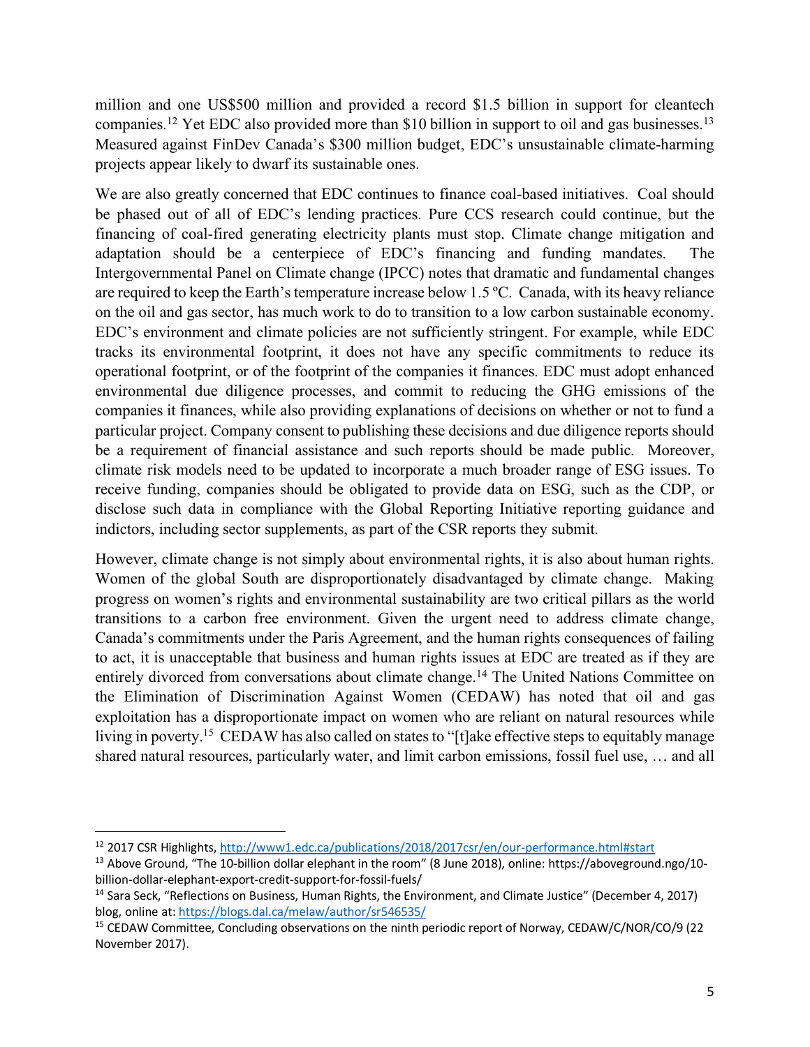million and one US$500 million and provided a record $1.5 billion in support for cleantech companies.[12] Yet EDC also provided more than $10 billion in support to oil and gas businesses.[13] Measured against FinDev Canada's $300 million budget, EDC's unsustainable climate-harming projects appear likely to dwarf its sustainable ones.

We are also greatly concerned that EDC continues to finance coal-based initiatives. Coal should be phased out of all of EDC's lending practices. Pure CCS research could continue, but the financing of coal-fired generating electricity plants must stop. Climate change mitigation and adaptation should be a centerpiece of EDC's financing and funding mandates. The Intergovernmental Panel on Climate change (IPCC) notes that dramatic and fundamental changes are required to keep the Earth's temperature increase below 1.5 ºC. Canada, with its heavy reliance on the oil and gas sector, has much work to do to transition to a low carbon sustainable economy. EDC's environment and climate policies are not sufficiently stringent. For example, while EDC tracks its environmental footprint, it does not have any specific commitments to reduce its operational footprint, or of the footprint of the companies it finances. EDC must adopt enhanced environmental due diligence processes, and commit to reducing the GHG emissions of the companies it finances, while also providing explanations of decisions on whether or not to fund a particular project. Company consent to publishing these decisions and due diligence reports should be a requirement of financial assistance and such reports should be made public. Moreover, climate risk models need to be updated to incorporate a much broader range of ESG issues. To receive funding, companies should be obligated to provide data on ESG, such as the CDP, or disclose such data in compliance with the Global Reporting Initiative reporting guidance and indictors, including sector supplements, as part of the CSR reports they submit.

However, climate change is not simply about environmental rights, it is also about human rights. Women of the global South are disproportionately disadvantaged by climate change. Making progress on women's rights and environmental sustainability are two critical pillars as the world transitions to a carbon free environment. Given the urgent need to address climate change, Canada's commitments under the Paris Agreement, and the human rights consequences of failing to act, it is unacceptable that business and human rights issues at EDC are treated as if they are entirely divorced from conversations about climate change.[14] The United Nations Committee on the Elimination of Discrimination Against Women (CEDAW) has noted that oil and gas exploitation has a disproportionate impact on women who are reliant on natural resources while living in poverty.[15] CEDAW has also called on states to "[t]ake effective steps to equitably manage shared natural resources, particularly water, and limit carbon emissions, fossil fuel use, … and all

---

[12] 2017 CSR Highlights, http://www1.edc.ca/publications/2018/2017csr/en/our-performance.html#start

[13] Above Ground, "The 10-billion dollar elephant in the room" (8 June 2018), online: https://aboveground.ngo/10-billion-dollar-elephant-export-credit-support-for-fossil-fuels/

[14] Sara Seck, "Reflections on Business, Human Rights, the Environment, and Climate Justice" (December 4, 2017) blog, online at: https://blogs.dal.ca/melaw/author/sr546535/

[15] CEDAW Committee, Concluding observations on the ninth periodic report of Norway, CEDAW/C/NOR/CO/9 (22 November 2017).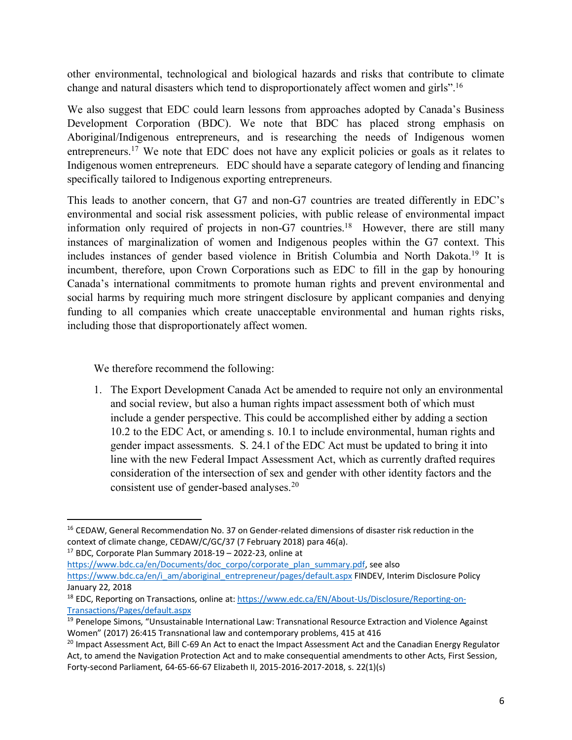other environmental, technological and biological hazards and risks that contribute to climate change and natural disasters which tend to disproportionately affect women and girls".[16]

We also suggest that EDC could learn lessons from approaches adopted by Canada's Business Development Corporation (BDC). We note that BDC has placed strong emphasis on Aboriginal/Indigenous entrepreneurs, and is researching the needs of Indigenous women entrepreneurs.[17] We note that EDC does not have any explicit policies or goals as it relates to Indigenous women entrepreneurs. EDC should have a separate category of lending and financing specifically tailored to Indigenous exporting entrepreneurs.

This leads to another concern, that G7 and non-G7 countries are treated differently in EDC's environmental and social risk assessment policies, with public release of environmental impact information only required of projects in non-G7 countries.[18] However, there are still many instances of marginalization of women and Indigenous peoples within the G7 context. This includes instances of gender based violence in British Columbia and North Dakota.[19] It is incumbent, therefore, upon Crown Corporations such as EDC to fill in the gap by honouring Canada's international commitments to promote human rights and prevent environmental and social harms by requiring much more stringent disclosure by applicant companies and denying funding to all companies which create unacceptable environmental and human rights risks, including those that disproportionately affect women.

We therefore recommend the following:

1. The Export Development Canada Act be amended to require not only an environmental and social review, but also a human rights impact assessment both of which must include a gender perspective. This could be accomplished either by adding a section 10.2 to the EDC Act, or amending s. 10.1 to include environmental, human rights and gender impact assessments. S. 24.1 of the EDC Act must be updated to bring it into line with the new Federal Impact Assessment Act, which as currently drafted requires consideration of the intersection of sex and gender with other identity factors and the consistent use of gender-based analyses.[20]

---

[16] CEDAW, General Recommendation No. 37 on Gender-related dimensions of disaster risk reduction in the context of climate change, CEDAW/C/GC/37 (7 February 2018) para 46(a).

[17] BDC, Corporate Plan Summary 2018-19 – 2022-23, online at https://www.bdc.ca/en/Documents/doc_corpo/corporate_plan_summary.pdf, see also https://www.bdc.ca/en/i_am/aboriginal_entrepreneur/pages/default.aspx FINDEV, Interim Disclosure Policy January 22, 2018

[18] EDC, Reporting on Transactions, online at: https://www.edc.ca/EN/About-Us/Disclosure/Reporting-on-Transactions/Pages/default.aspx

[19] Penelope Simons, "Unsustainable International Law: Transnational Resource Extraction and Violence Against Women" (2017) 26:415 Transnational law and contemporary problems, 415 at 416

[20] Impact Assessment Act, Bill C-69 An Act to enact the Impact Assessment Act and the Canadian Energy Regulator Act, to amend the Navigation Protection Act and to make consequential amendments to other Acts, First Session, Forty-second Parliament, 64-65-66-67 Elizabeth II, 2015-2016-2017-2018, s. 22(1)(s)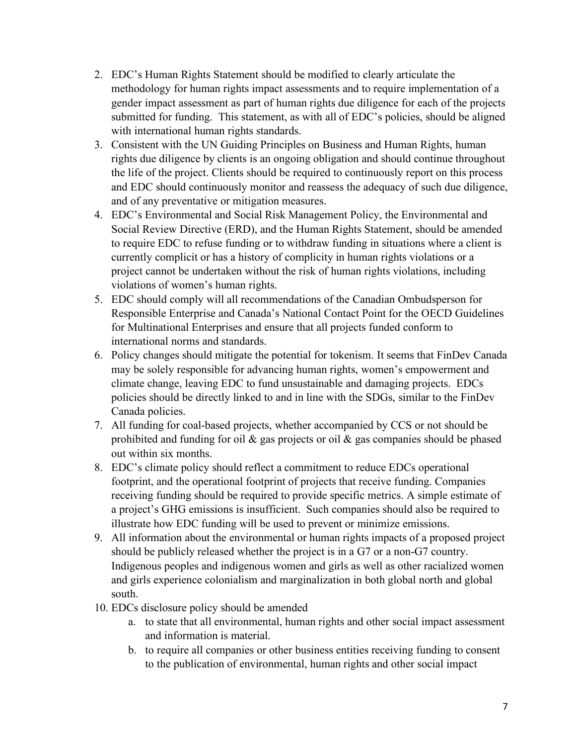2. EDC's Human Rights Statement should be modified to clearly articulate the methodology for human rights impact assessments and to require implementation of a gender impact assessment as part of human rights due diligence for each of the projects submitted for funding. This statement, as with all of EDC's policies, should be aligned with international human rights standards.
3. Consistent with the UN Guiding Principles on Business and Human Rights, human rights due diligence by clients is an ongoing obligation and should continue throughout the life of the project. Clients should be required to continuously report on this process and EDC should continuously monitor and reassess the adequacy of such due diligence, and of any preventative or mitigation measures.
4. EDC's Environmental and Social Risk Management Policy, the Environmental and Social Review Directive (ERD), and the Human Rights Statement, should be amended to require EDC to refuse funding or to withdraw funding in situations where a client is currently complicit or has a history of complicity in human rights violations or a project cannot be undertaken without the risk of human rights violations, including violations of women's human rights.
5. EDC should comply will all recommendations of the Canadian Ombudsperson for Responsible Enterprise and Canada's National Contact Point for the OECD Guidelines for Multinational Enterprises and ensure that all projects funded conform to international norms and standards.
6. Policy changes should mitigate the potential for tokenism. It seems that FinDev Canada may be solely responsible for advancing human rights, women's empowerment and climate change, leaving EDC to fund unsustainable and damaging projects. EDCs policies should be directly linked to and in line with the SDGs, similar to the FinDev Canada policies.
7. All funding for coal-based projects, whether accompanied by CCS or not should be prohibited and funding for oil & gas projects or oil & gas companies should be phased out within six months.
8. EDC's climate policy should reflect a commitment to reduce EDCs operational footprint, and the operational footprint of projects that receive funding. Companies receiving funding should be required to provide specific metrics. A simple estimate of a project's GHG emissions is insufficient. Such companies should also be required to illustrate how EDC funding will be used to prevent or minimize emissions.
9. All information about the environmental or human rights impacts of a proposed project should be publicly released whether the project is in a G7 or a non-G7 country. Indigenous peoples and indigenous women and girls as well as other racialized women and girls experience colonialism and marginalization in both global north and global south.
10. EDCs disclosure policy should be amended
    a. to state that all environmental, human rights and other social impact assessment and information is material.
    b. to require all companies or other business entities receiving funding to consent to the publication of environmental, human rights and other social impact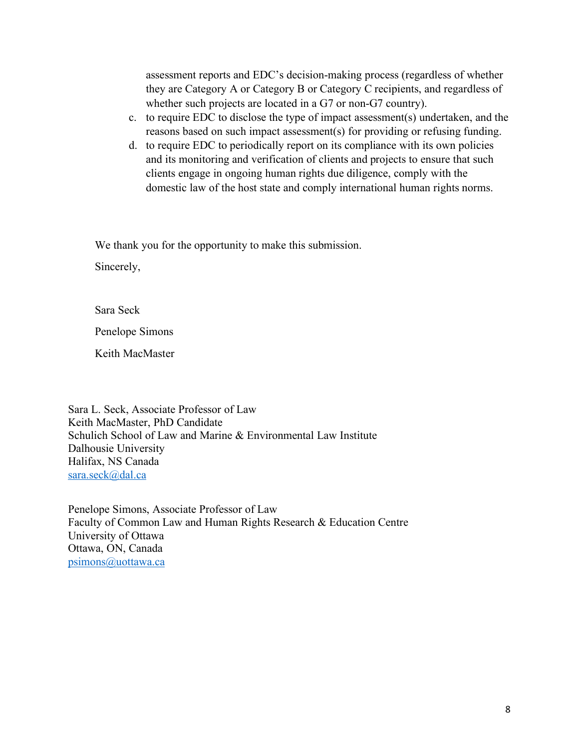assessment reports and EDC's decision-making process (regardless of whether they are Category A or Category B or Category C recipients, and regardless of whether such projects are located in a G7 or non-G7 country).

c. to require EDC to disclose the type of impact assessment(s) undertaken, and the reasons based on such impact assessment(s) for providing or refusing funding.
d. to require EDC to periodically report on its compliance with its own policies and its monitoring and verification of clients and projects to ensure that such clients engage in ongoing human rights due diligence, comply with the domestic law of the host state and comply international human rights norms.

We thank you for the opportunity to make this submission.

Sincerely,

Sara Seck

Penelope Simons

Keith MacMaster

Sara L. Seck, Associate Professor of Law
Keith MacMaster, PhD Candidate
Schulich School of Law and Marine & Environmental Law Institute
Dalhousie University
Halifax, NS Canada
sara.seck@dal.ca

Penelope Simons, Associate Professor of Law
Faculty of Common Law and Human Rights Research & Education Centre
University of Ottawa
Ottawa, ON, Canada
psimons@uottawa.ca